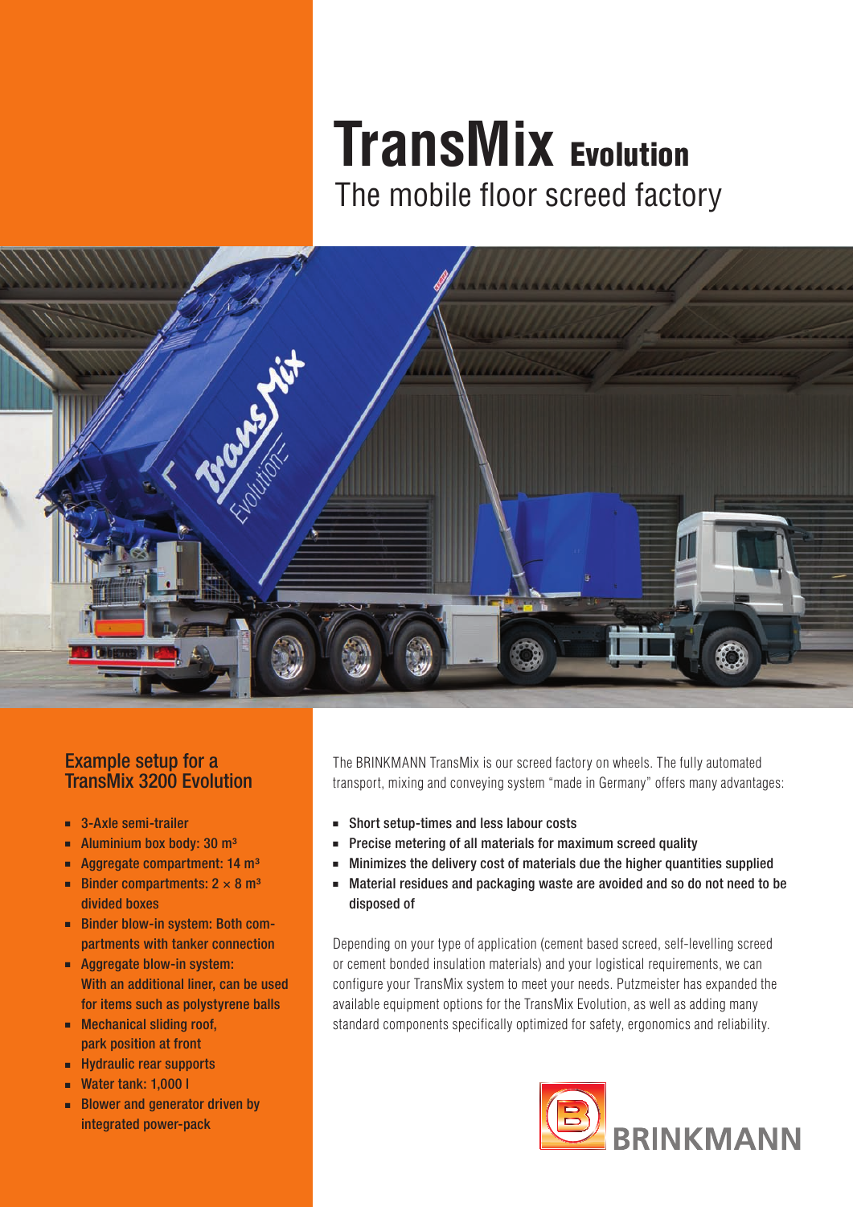# TransMix Evolution

## The mobile floor screed factory

### Example setup for a TransMix 3200 Evolution

- 3-Axle semi-trailer
- Aluminium box body: 30 m³
- Aggregate compartment: 14 m³
- Binder compartments: 2 × 8 m³ divided boxes
- Binder blow-in system: Both compartments with tanker connection
- Aggregate blow-in system: With an additional liner, can be used for items such as polystyrene balls
- Mechanical sliding roof, park position at front
- Hydraulic rear supports
- Water tank: 1,000 l
- Blower and generator driven by integrated power-pack

The BRINKMANN TransMix is our screed factory on wheels. The fully automated transport, mixing and conveying system "made in Germany" offers many advantages:

- **Short setup-times and less labour costs**
- **Precise metering of all materials for maximum screed quality**
- **Minimizes the delivery cost of materials due the higher quantities supplied**
- **Material residues and packaging waste are avoided and so do not need to be disposed of**

Depending on your type of application (cement based screed, self-levelling screed or cement bonded insulation materials) and your logistical requirements, we can configure your TransMix system to meet your needs. Putzmeister has expanded the available equipment options for the TransMix Evolution, as well as adding many standard components specifically optimized for safety, ergonomics and reliability.

BRINKMANN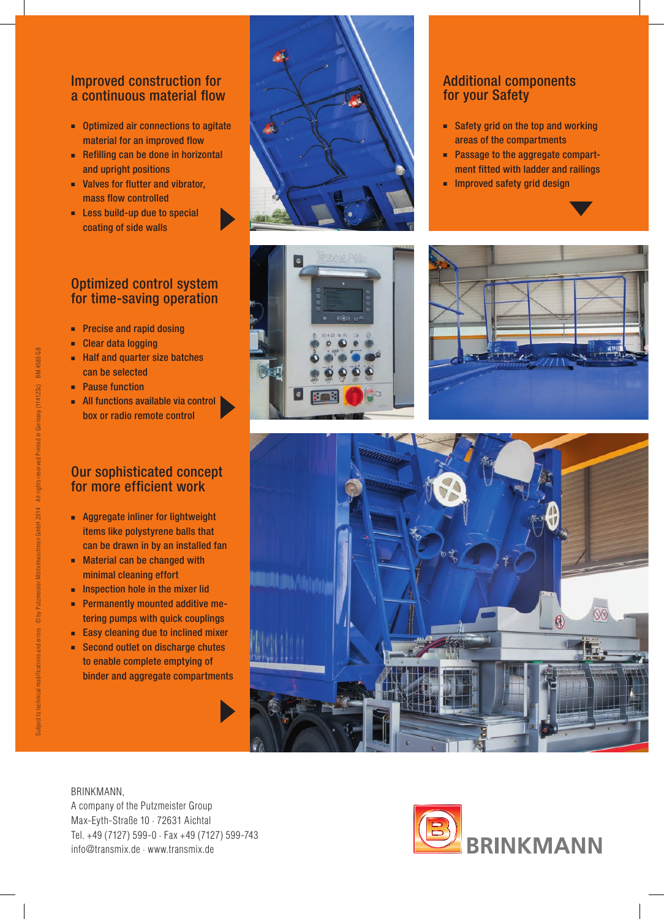## Improved construction for a continuous material flow

- Optimized air connections to agitate material for an improved flow
- Refilling can be done in horizontal and upright positions
- Valves for flutter and vibrator, mass flow controlled
- Less build-up due to special coating of side walls

## Optimized control system for time-saving operation

- Precise and rapid dosing
- Clear data logging
- Half and quarter size batches can be selected
- Pause function
- All functions available via control box or radio remote control

## Our sophisticated concept for more efficient work

- Aggregate inliner for lightweight items like polystyrene balls that can be drawn in by an installed fan
- Material can be changed with minimal cleaning effort
- Inspection hole in the mixer lid
- Permanently mounted additive metering pumps with quick couplings
- Easy cleaning due to inclined mixer
- Second outlet on discharge chutes to enable complete emptying of binder and aggregate compartments

## Additional components for your Safety

- Safety grid on the top and working areas of the compartments
- Passage to the aggregate compartment fitted with ladder and railings
- Improved safety grid design

Subject to technical modifications and errors © by Putzmeister Mörtelmaschinen GmbH 2014 All rights reserved Printed in Germany (11412Sc) BM 4585 GB

BRINKMANN,
A company of the Putzmeister Group
Max-Eyth-Straße 10 · 72631 Aichtal
Tel. +49 (7127) 599-0 · Fax +49 (7127) 599-743
info@transmix.de · www.transmix.de

BRINKMANN